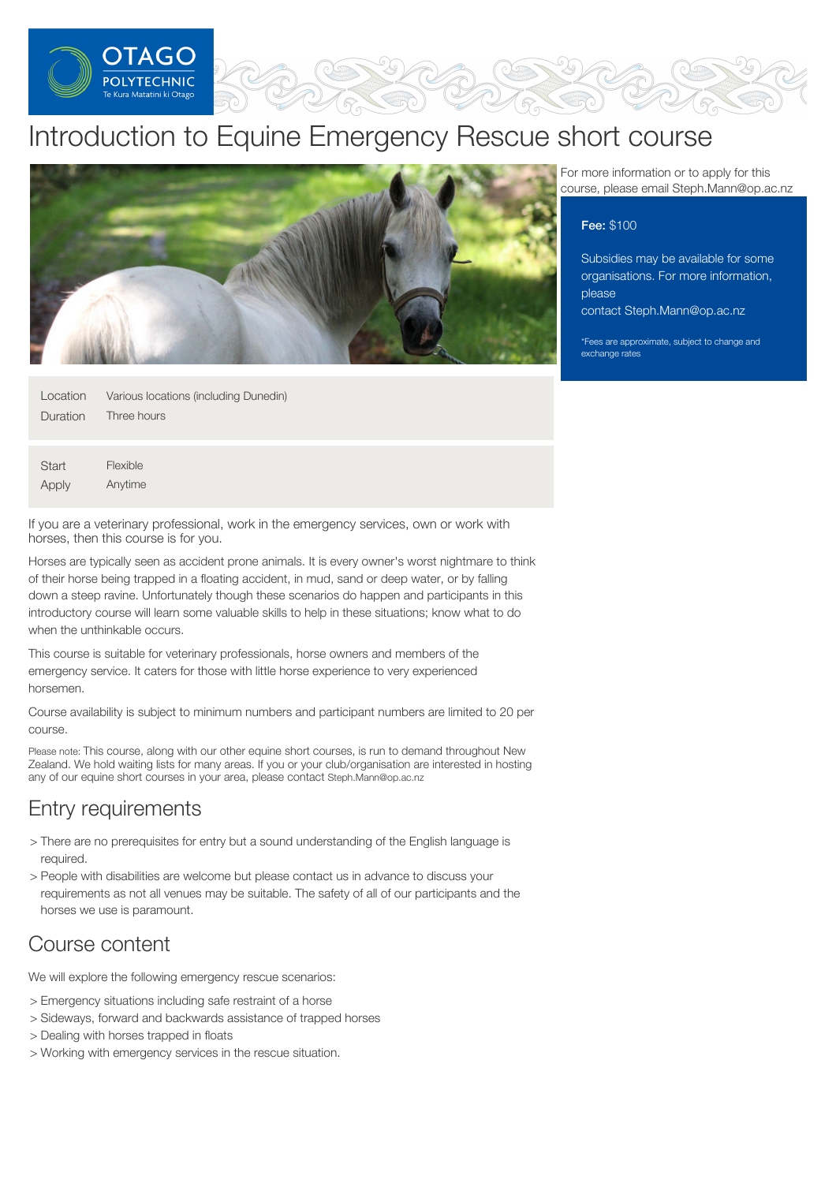# Introduction to Equine Emergency Rescue short course

For more information or to apply for this course, please email Steph.Mann@op.ac.nz

**Fee:** $100

Subsidies may be available for some organisations. For more information, please contact Steph.Mann@op.ac.nz

*Fees are approximate, subject to change and exchange rates

| | |
|---|---|
| Location | Various locations (including Dunedin) |
| Duration | Three hours |

| | |
|---|---|
| Start | Flexible |
| Apply | Anytime |

If you are a veterinary professional, work in the emergency services, own or work with horses, then this course is for you.

Horses are typically seen as accident prone animals. It is every owner's worst nightmare to think of their horse being trapped in a floating accident, in mud, sand or deep water, or by falling down a steep ravine. Unfortunately though these scenarios do happen and participants in this introductory course will learn some valuable skills to help in these situations; know what to do when the unthinkable occurs.

This course is suitable for veterinary professionals, horse owners and members of the emergency service. It caters for those with little horse experience to very experienced horsemen.

Course availability is subject to minimum numbers and participant numbers are limited to 20 per course.

Please note: This course, along with our other equine short courses, is run to demand throughout New Zealand. We hold waiting lists for many areas. If you or your club/organisation are interested in hosting any of our equine short courses in your area, please contact Steph.Mann@op.ac.nz

## Entry requirements

- There are no prerequisites for entry but a sound understanding of the English language is required.
- People with disabilities are welcome but please contact us in advance to discuss your requirements as not all venues may be suitable. The safety of all of our participants and the horses we use is paramount.

## Course content

We will explore the following emergency rescue scenarios:

- Emergency situations including safe restraint of a horse
- Sideways, forward and backwards assistance of trapped horses
- Dealing with horses trapped in floats
- Working with emergency services in the rescue situation.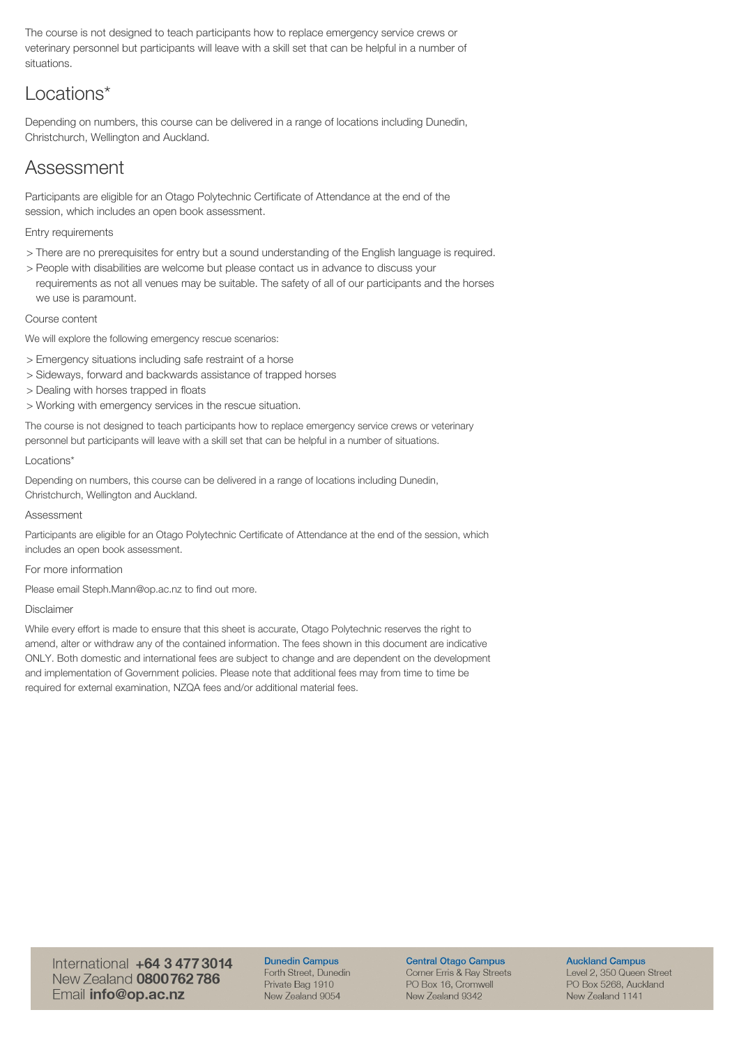The course is not designed to teach participants how to replace emergency service crews or veterinary personnel but participants will leave with a skill set that can be helpful in a number of situations.

## Locations*

Depending on numbers, this course can be delivered in a range of locations including Dunedin, Christchurch, Wellington and Auckland.

## Assessment

Participants are eligible for an Otago Polytechnic Certificate of Attendance at the end of the session, which includes an open book assessment.

Entry requirements

> There are no prerequisites for entry but a sound understanding of the English language is required.
> People with disabilities are welcome but please contact us in advance to discuss your requirements as not all venues may be suitable. The safety of all of our participants and the horses we use is paramount.

Course content

We will explore the following emergency rescue scenarios:

> Emergency situations including safe restraint of a horse
> Sideways, forward and backwards assistance of trapped horses
> Dealing with horses trapped in floats
> Working with emergency services in the rescue situation.

The course is not designed to teach participants how to replace emergency service crews or veterinary personnel but participants will leave with a skill set that can be helpful in a number of situations.

Locations*

Depending on numbers, this course can be delivered in a range of locations including Dunedin, Christchurch, Wellington and Auckland.

Assessment

Participants are eligible for an Otago Polytechnic Certificate of Attendance at the end of the session, which includes an open book assessment.

For more information

Please email Steph.Mann@op.ac.nz to find out more.

Disclaimer

While every effort is made to ensure that this sheet is accurate, Otago Polytechnic reserves the right to amend, alter or withdraw any of the contained information. The fees shown in this document are indicative ONLY. Both domestic and international fees are subject to change and are dependent on the development and implementation of Government policies. Please note that additional fees may from time to time be required for external examination, NZQA fees and/or additional material fees.

International **+64 3 477 3014**
New Zealand **0800 762 786**
Email **info@op.ac.nz**

**Dunedin Campus**
Forth Street, Dunedin
Private Bag 1910
New Zealand 9054

**Central Otago Campus**
Corner Erris & Ray Streets
PO Box 16, Cromwell
New Zealand 9342

**Auckland Campus**
Level 2, 350 Queen Street
PO Box 5268, Auckland
New Zealand 1141